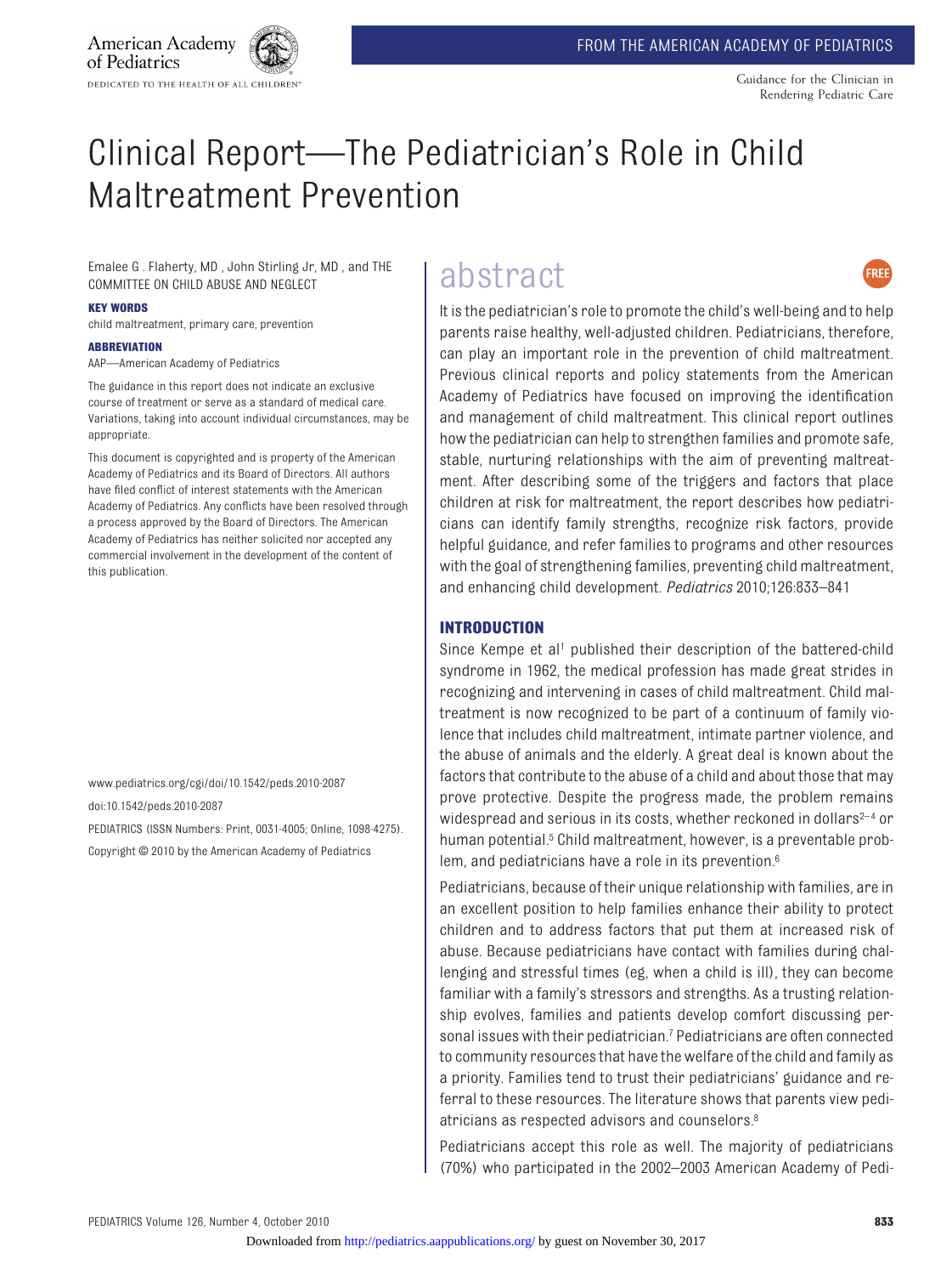FROM THE AMERICAN ACADEMY OF PEDIATRICS

Guidance for the Clinician in Rendering Pediatric Care

# Clinical Report—The Pediatrician's Role in Child Maltreatment Prevention

Emalee G . Flaherty, MD , John Stirling Jr, MD , and THE COMMITTEE ON CHILD ABUSE AND NEGLECT

**KEY WORDS**

child maltreatment, primary care, prevention

**ABBREVIATION**

AAP—American Academy of Pediatrics

The guidance in this report does not indicate an exclusive course of treatment or serve as a standard of medical care. Variations, taking into account individual circumstances, may be appropriate.

This document is copyrighted and is property of the American Academy of Pediatrics and its Board of Directors. All authors have filed conflict of interest statements with the American Academy of Pediatrics. Any conflicts have been resolved through a process approved by the Board of Directors. The American Academy of Pediatrics has neither solicited nor accepted any commercial involvement in the development of the content of this publication.

www.pediatrics.org/cgi/doi/10.1542/peds.2010-2087

doi:10.1542/peds.2010-2087

PEDIATRICS (ISSN Numbers: Print, 0031-4005; Online, 1098-4275).

Copyright © 2010 by the American Academy of Pediatrics

## abstract

It is the pediatrician's role to promote the child's well-being and to help parents raise healthy, well-adjusted children. Pediatricians, therefore, can play an important role in the prevention of child maltreatment. Previous clinical reports and policy statements from the American Academy of Pediatrics have focused on improving the identification and management of child maltreatment. This clinical report outlines how the pediatrician can help to strengthen families and promote safe, stable, nurturing relationships with the aim of preventing maltreatment. After describing some of the triggers and factors that place children at risk for maltreatment, the report describes how pediatricians can identify family strengths, recognize risk factors, provide helpful guidance, and refer families to programs and other resources with the goal of strengthening families, preventing child maltreatment, and enhancing child development. *Pediatrics* 2010;126:833–841

### INTRODUCTION

Since Kempe et al[1] published their description of the battered-child syndrome in 1962, the medical profession has made great strides in recognizing and intervening in cases of child maltreatment. Child maltreatment is now recognized to be part of a continuum of family violence that includes child maltreatment, intimate partner violence, and the abuse of animals and the elderly. A great deal is known about the factors that contribute to the abuse of a child and about those that may prove protective. Despite the progress made, the problem remains widespread and serious in its costs, whether reckoned in dollars[2–4] or human potential.[5] Child maltreatment, however, is a preventable problem, and pediatricians have a role in its prevention.[6]

Pediatricians, because of their unique relationship with families, are in an excellent position to help families enhance their ability to protect children and to address factors that put them at increased risk of abuse. Because pediatricians have contact with families during challenging and stressful times (eg, when a child is ill), they can become familiar with a family's stressors and strengths. As a trusting relationship evolves, families and patients develop comfort discussing personal issues with their pediatrician.[7] Pediatricians are often connected to community resources that have the welfare of the child and family as a priority. Families tend to trust their pediatricians' guidance and referral to these resources. The literature shows that parents view pediatricians as respected advisors and counselors.[8]

Pediatricians accept this role as well. The majority of pediatricians (70%) who participated in the 2002–2003 American Academy of Pedi-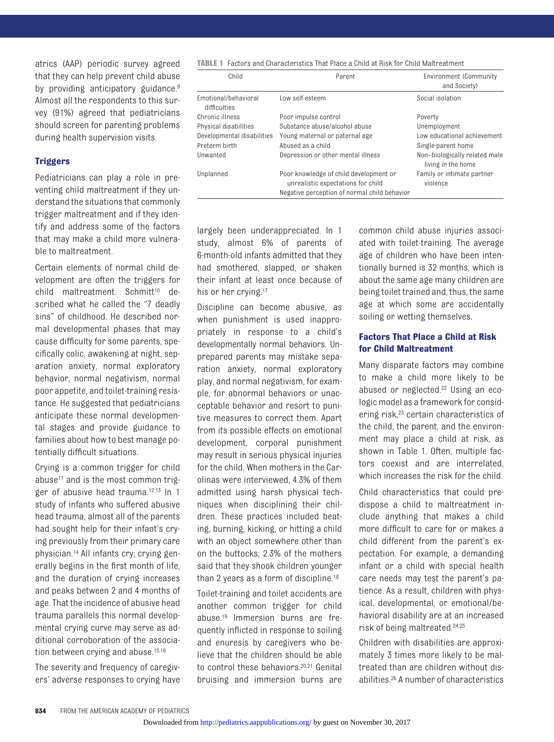atrics (AAP) periodic survey agreed that they can help prevent child abuse by providing anticipatory guidance.[9] Almost all the respondents to this survey (91%) agreed that pediatricians should screen for parenting problems during health supervision visits.

### Triggers

Pediatricians can play a role in preventing child maltreatment if they understand the situations that commonly trigger maltreatment and if they identify and address some of the factors that may make a child more vulnerable to maltreatment.

Certain elements of normal child development are often the triggers for child maltreatment. Schmitt[10] described what he called the "7 deadly sins" of childhood. He described normal developmental phases that may cause difficulty for some parents, specifically colic, awakening at night, separation anxiety, normal exploratory behavior, normal negativism, normal poor appetite, and toilet-training resistance. He suggested that pediatricians anticipate these normal developmental stages and provide guidance to families about how to best manage potentially difficult situations.

Crying is a common trigger for child abuse[11] and is the most common trigger of abusive head trauma.[12,13] In 1 study of infants who suffered abusive head trauma, almost all of the parents had sought help for their infant's crying previously from their primary care physician.[14] All infants cry; crying generally begins in the first month of life, and the duration of crying increases and peaks between 2 and 4 months of age. That the incidence of abusive head trauma parallels this normal developmental crying curve may serve as additional corroboration of the association between crying and abuse.[15,16]

The severity and frequency of caregivers' adverse responses to crying have largely been underappreciated. In 1 study, almost 6% of parents of 6-month-old infants admitted that they had smothered, slapped, or shaken their infant at least once because of his or her crying.[17]

Discipline can become abusive, as when punishment is used inappropriately in response to a child's developmentally normal behaviors. Unprepared parents may mistake separation anxiety, normal exploratory play, and normal negativism, for example, for abnormal behaviors or unacceptable behavior and resort to punitive measures to correct them. Apart from its possible effects on emotional development, corporal punishment may result in serious physical injuries for the child. When mothers in the Carolinas were interviewed, 4.3% of them admitted using harsh physical techniques when disciplining their children. These practices included beating, burning, kicking, or hitting a child with an object somewhere other than on the buttocks; 2.3% of the mothers said that they shook children younger than 2 years as a form of discipline.[18]

Toilet-training and toilet accidents are another common trigger for child abuse.[19] Immersion burns are frequently inflicted in response to soiling and enuresis by caregivers who believe that the children should be able to control these behaviors.[20,21] Genital bruising and immersion burns are common child abuse injuries associated with toilet-training. The average age of children who have been intentionally burned is 32 months, which is about the same age many children are being toilet trained and, thus, the same age at which some are accidentally soiling or wetting themselves.

**TABLE 1** Factors and Characteristics That Place a Child at Risk for Child Maltreatment

| Child | Parent | Environment (Community and Society) |
|---|---|---|
| Emotional/behavioral difficulties | Low self-esteem | Social isolation |
| Chronic illness | Poor impulse control | Poverty |
| Physical disabilities | Substance abuse/alcohol abuse | Unemployment |
| Developmental disabilities | Young maternal or paternal age | Low educational achievement |
| Preterm birth | Abused as a child | Single-parent home |
| Unwanted | Depression or other mental illness | Non–biologically related male living in the home |
| Unplanned | Poor knowledge of child development or unrealistic expectations for child | Family or intimate partner violence |
| | Negative perception of normal child behavior | |

### Factors That Place a Child at Risk for Child Maltreatment

Many disparate factors may combine to make a child more likely to be abused or neglected.[22] Using an ecologic model as a framework for considering risk,[23] certain characteristics of the child, the parent, and the environment may place a child at risk, as shown in Table 1. Often, multiple factors coexist and are interrelated, which increases the risk for the child.

Child characteristics that could predispose a child to maltreatment include anything that makes a child more difficult to care for or makes a child different from the parent's expectation. For example, a demanding infant or a child with special health care needs may test the parent's patience. As a result, children with physical, developmental, or emotional/behavioral disability are at an increased risk of being maltreated.[24,25]

Children with disabilities are approximately 3 times more likely to be maltreated than are children without disabilities.[26] A number of characteristics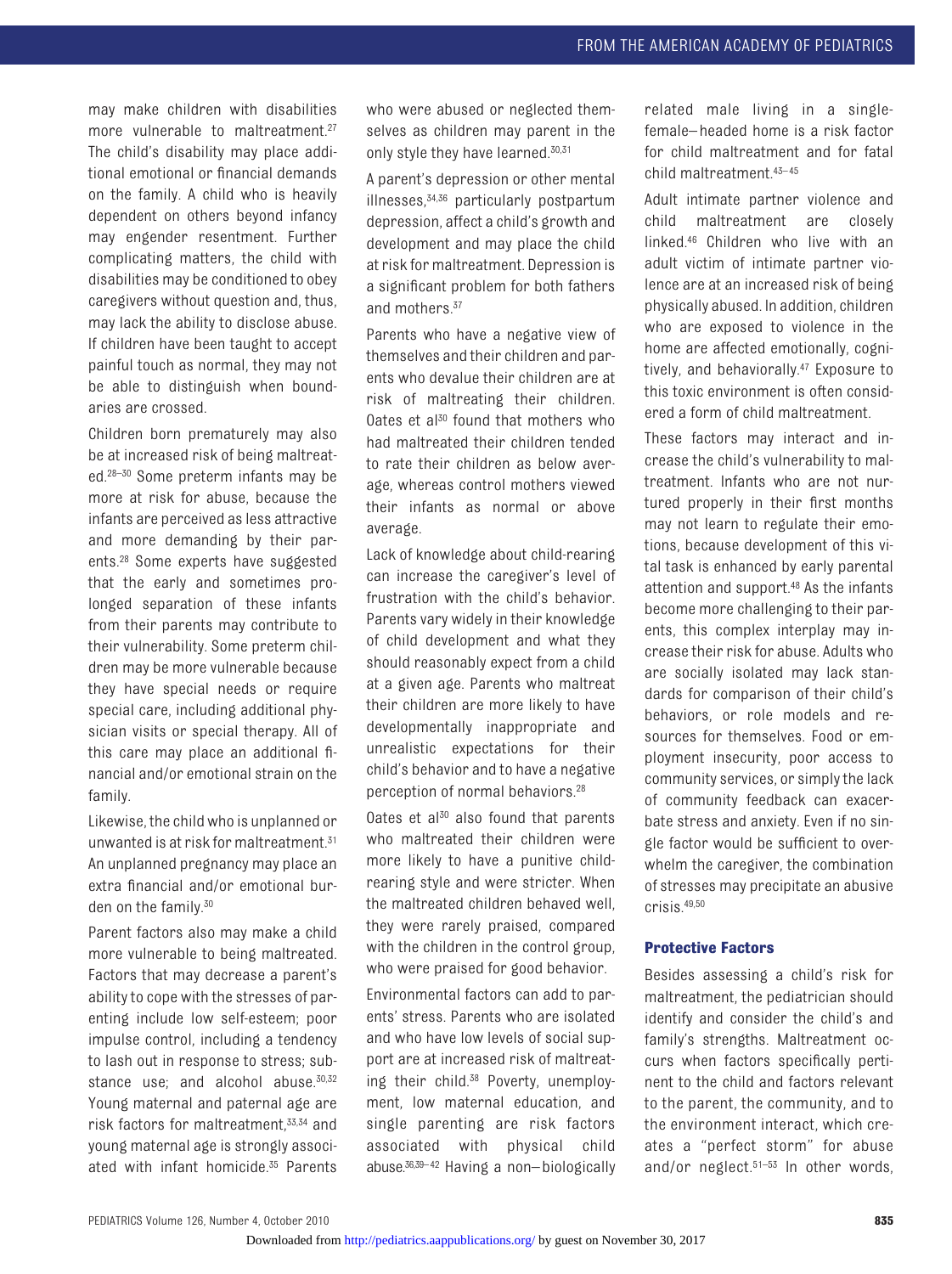may make children with disabilities more vulnerable to maltreatment.[27] The child's disability may place additional emotional or financial demands on the family. A child who is heavily dependent on others beyond infancy may engender resentment. Further complicating matters, the child with disabilities may be conditioned to obey caregivers without question and, thus, may lack the ability to disclose abuse. If children have been taught to accept painful touch as normal, they may not be able to distinguish when boundaries are crossed.

Children born prematurely may also be at increased risk of being maltreated.[28–30] Some preterm infants may be more at risk for abuse, because the infants are perceived as less attractive and more demanding by their parents.[28] Some experts have suggested that the early and sometimes prolonged separation of these infants from their parents may contribute to their vulnerability. Some preterm children may be more vulnerable because they have special needs or require special care, including additional physician visits or special therapy. All of this care may place an additional financial and/or emotional strain on the family.

Likewise, the child who is unplanned or unwanted is at risk for maltreatment.[31] An unplanned pregnancy may place an extra financial and/or emotional burden on the family.[30]

Parent factors also may make a child more vulnerable to being maltreated. Factors that may decrease a parent's ability to cope with the stresses of parenting include low self-esteem; poor impulse control, including a tendency to lash out in response to stress; substance use; and alcohol abuse.[30,32] Young maternal and paternal age are risk factors for maltreatment,[33,34] and young maternal age is strongly associated with infant homicide.[35] Parents who were abused or neglected themselves as children may parent in the only style they have learned.[30,31]

A parent's depression or other mental illnesses,[34,36] particularly postpartum depression, affect a child's growth and development and may place the child at risk for maltreatment. Depression is a significant problem for both fathers and mothers.[37]

Parents who have a negative view of themselves and their children and parents who devalue their children are at risk of maltreating their children. Oates et al[30] found that mothers who had maltreated their children tended to rate their children as below average, whereas control mothers viewed their infants as normal or above average.

Lack of knowledge about child-rearing can increase the caregiver's level of frustration with the child's behavior. Parents vary widely in their knowledge of child development and what they should reasonably expect from a child at a given age. Parents who maltreat their children are more likely to have developmentally inappropriate and unrealistic expectations for their child's behavior and to have a negative perception of normal behaviors.[28]

Oates et al[30] also found that parents who maltreated their children were more likely to have a punitive child-rearing style and were stricter. When the maltreated children behaved well, they were rarely praised, compared with the children in the control group, who were praised for good behavior.

Environmental factors can add to parents' stress. Parents who are isolated and who have low levels of social support are at increased risk of maltreating their child.[38] Poverty, unemployment, low maternal education, and single parenting are risk factors associated with physical child abuse.[36,39–42] Having a non–biologically related male living in a single-female–headed home is a risk factor for child maltreatment and for fatal child maltreatment.[43–45]

Adult intimate partner violence and child maltreatment are closely linked.[46] Children who live with an adult victim of intimate partner violence are at an increased risk of being physically abused. In addition, children who are exposed to violence in the home are affected emotionally, cognitively, and behaviorally.[47] Exposure to this toxic environment is often considered a form of child maltreatment.

These factors may interact and increase the child's vulnerability to maltreatment. Infants who are not nurtured properly in their first months may not learn to regulate their emotions, because development of this vital task is enhanced by early parental attention and support.[48] As the infants become more challenging to their parents, this complex interplay may increase their risk for abuse. Adults who are socially isolated may lack standards for comparison of their child's behaviors, or role models and resources for themselves. Food or employment insecurity, poor access to community services, or simply the lack of community feedback can exacerbate stress and anxiety. Even if no single factor would be sufficient to overwhelm the caregiver, the combination of stresses may precipitate an abusive crisis.[49,50]

### Protective Factors

Besides assessing a child's risk for maltreatment, the pediatrician should identify and consider the child's and family's strengths. Maltreatment occurs when factors specifically pertinent to the child and factors relevant to the parent, the community, and to the environment interact, which creates a "perfect storm" for abuse and/or neglect.[51–53] In other words,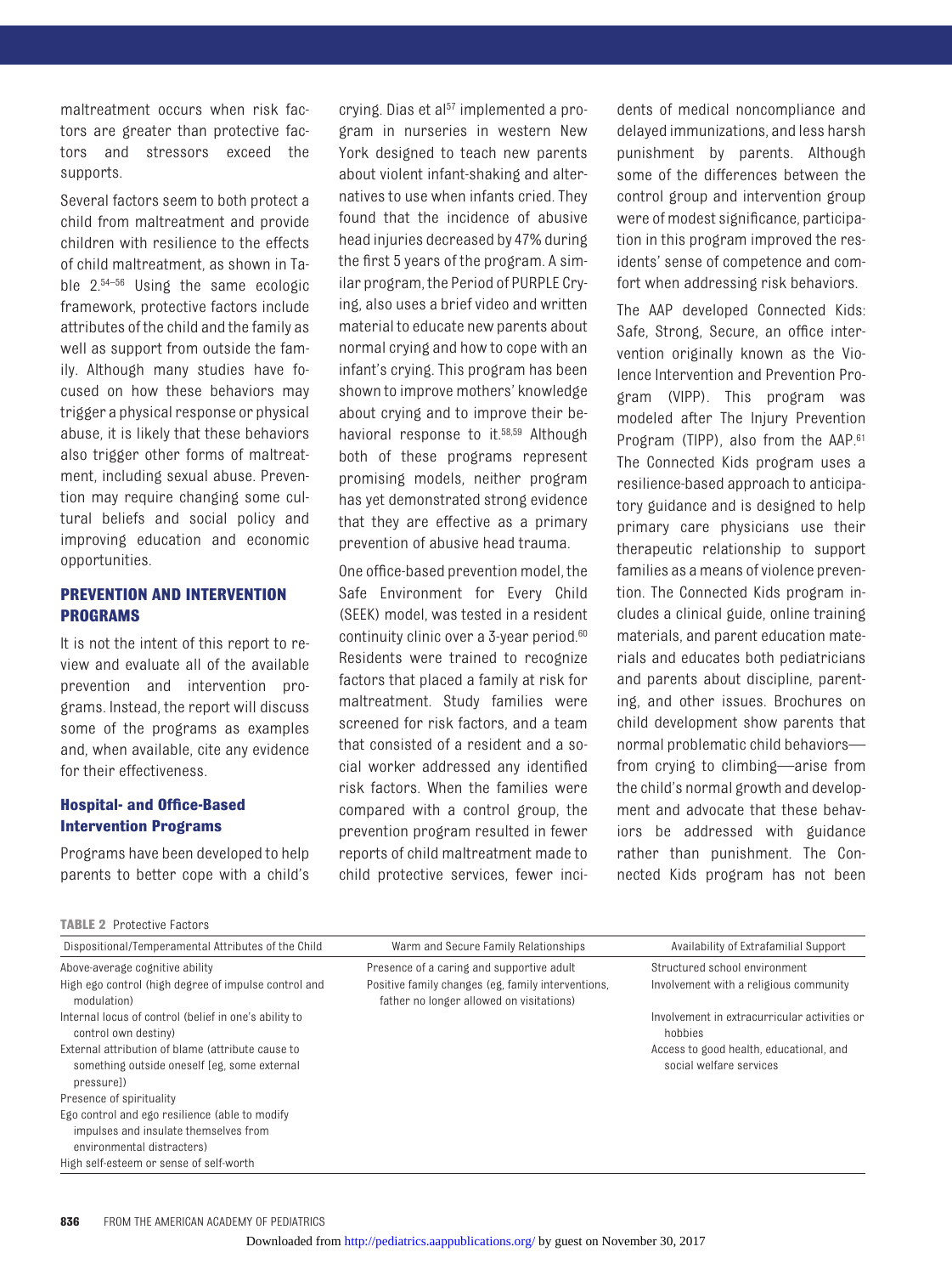maltreatment occurs when risk factors are greater than protective factors and stressors exceed the supports.

Several factors seem to both protect a child from maltreatment and provide children with resilience to the effects of child maltreatment, as shown in Table 2.[54–56] Using the same ecologic framework, protective factors include attributes of the child and the family as well as support from outside the family. Although many studies have focused on how these behaviors may trigger a physical response or physical abuse, it is likely that these behaviors also trigger other forms of maltreatment, including sexual abuse. Prevention may require changing some cultural beliefs and social policy and improving education and economic opportunities.

## PREVENTION AND INTERVENTION PROGRAMS

It is not the intent of this report to review and evaluate all of the available prevention and intervention programs. Instead, the report will discuss some of the programs as examples and, when available, cite any evidence for their effectiveness.

### Hospital- and Office-Based Intervention Programs

Programs have been developed to help parents to better cope with a child's crying. Dias et al[57] implemented a program in nurseries in western New York designed to teach new parents about violent infant-shaking and alternatives to use when infants cried. They found that the incidence of abusive head injuries decreased by 47% during the first 5 years of the program. A similar program, the Period of PURPLE Crying, also uses a brief video and written material to educate new parents about normal crying and how to cope with an infant's crying. This program has been shown to improve mothers' knowledge about crying and to improve their behavioral response to it.[58,59] Although both of these programs represent promising models, neither program has yet demonstrated strong evidence that they are effective as a primary prevention of abusive head trauma.

One office-based prevention model, the Safe Environment for Every Child (SEEK) model, was tested in a resident continuity clinic over a 3-year period.[60] Residents were trained to recognize factors that placed a family at risk for maltreatment. Study families were screened for risk factors, and a team that consisted of a resident and a social worker addressed any identified risk factors. When the families were compared with a control group, the prevention program resulted in fewer reports of child maltreatment made to child protective services, fewer incidents of medical noncompliance and delayed immunizations, and less harsh punishment by parents. Although some of the differences between the control group and intervention group were of modest significance, participation in this program improved the residents' sense of competence and comfort when addressing risk behaviors.

The AAP developed Connected Kids: Safe, Strong, Secure, an office intervention originally known as the Violence Intervention and Prevention Program (VIPP). This program was modeled after The Injury Prevention Program (TIPP), also from the AAP.[61] The Connected Kids program uses a resilience-based approach to anticipatory guidance and is designed to help primary care physicians use their therapeutic relationship to support families as a means of violence prevention. The Connected Kids program includes a clinical guide, online training materials, and parent education materials and educates both pediatricians and parents about discipline, parenting, and other issues. Brochures on child development show parents that normal problematic child behaviors—from crying to climbing—arise from the child's normal growth and development and advocate that these behaviors be addressed with guidance rather than punishment. The Connected Kids program has not been

**TABLE 2** Protective Factors

| Dispositional/Temperamental Attributes of the Child | Warm and Secure Family Relationships | Availability of Extrafamilial Support |
|---|---|---|
| Above-average cognitive ability | Presence of a caring and supportive adult | Structured school environment |
| High ego control (high degree of impulse control and modulation) | Positive family changes (eg, family interventions, father no longer allowed on visitations) | Involvement with a religious community |
| Internal locus of control (belief in one's ability to control own destiny) | | Involvement in extracurricular activities or hobbies |
| External attribution of blame (attribute cause to something outside oneself [eg, some external pressure]) | | Access to good health, educational, and social welfare services |
| Presence of spirituality | | |
| Ego control and ego resilience (able to modify impulses and insulate themselves from environmental distracters) | | |
| High self-esteem or sense of self-worth | | |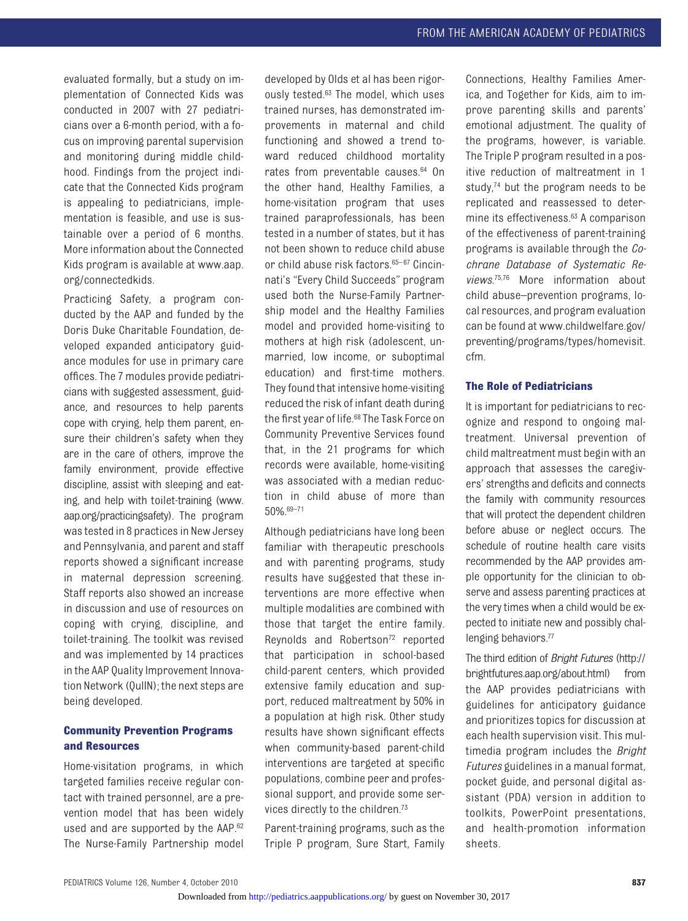evaluated formally, but a study on implementation of Connected Kids was conducted in 2007 with 27 pediatricians over a 6-month period, with a focus on improving parental supervision and monitoring during middle childhood. Findings from the project indicate that the Connected Kids program is appealing to pediatricians, implementation is feasible, and use is sustainable over a period of 6 months. More information about the Connected Kids program is available at www.aap.org/connectedkids.

Practicing Safety, a program conducted by the AAP and funded by the Doris Duke Charitable Foundation, developed expanded anticipatory guidance modules for use in primary care offices. The 7 modules provide pediatricians with suggested assessment, guidance, and resources to help parents cope with crying, help them parent, ensure their children's safety when they are in the care of others, improve the family environment, provide effective discipline, assist with sleeping and eating, and help with toilet-training (www.aap.org/practicingsafety). The program was tested in 8 practices in New Jersey and Pennsylvania, and parent and staff reports showed a significant increase in maternal depression screening. Staff reports also showed an increase in discussion and use of resources on coping with crying, discipline, and toilet-training. The toolkit was revised and was implemented by 14 practices in the AAP Quality Improvement Innovation Network (QuIIN); the next steps are being developed.

## Community Prevention Programs and Resources

Home-visitation programs, in which targeted families receive regular contact with trained personnel, are a prevention model that has been widely used and are supported by the AAP.[62] The Nurse-Family Partnership model developed by Olds et al has been rigorously tested.[63] The model, which uses trained nurses, has demonstrated improvements in maternal and child functioning and showed a trend toward reduced childhood mortality rates from preventable causes.[64] On the other hand, Healthy Families, a home-visitation program that uses trained paraprofessionals, has been tested in a number of states, but it has not been shown to reduce child abuse or child abuse risk factors.[65–67] Cincinnati's "Every Child Succeeds" program used both the Nurse-Family Partnership model and the Healthy Families model and provided home-visiting to mothers at high risk (adolescent, unmarried, low income, or suboptimal education) and first-time mothers. They found that intensive home-visiting reduced the risk of infant death during the first year of life.[68] The Task Force on Community Preventive Services found that, in the 21 programs for which records were available, home-visiting was associated with a median reduction in child abuse of more than 50%.[69–71]

Although pediatricians have long been familiar with therapeutic preschools and with parenting programs, study results have suggested that these interventions are more effective when multiple modalities are combined with those that target the entire family. Reynolds and Robertson[72] reported that participation in school-based child-parent centers, which provided extensive family education and support, reduced maltreatment by 50% in a population at high risk. Other study results have shown significant effects when community-based parent-child interventions are targeted at specific populations, combine peer and professional support, and provide some services directly to the children.[73]

Parent-training programs, such as the Triple P program, Sure Start, Family Connections, Healthy Families America, and Together for Kids, aim to improve parenting skills and parents' emotional adjustment. The quality of the programs, however, is variable. The Triple P program resulted in a positive reduction of maltreatment in 1 study,[74] but the program needs to be replicated and reassessed to determine its effectiveness.[63] A comparison of the effectiveness of parent-training programs is available through the *Cochrane Database of Systematic Reviews*.[75,76] More information about child abuse–prevention programs, local resources, and program evaluation can be found at www.childwelfare.gov/preventing/programs/types/homevisit.cfm.

## The Role of Pediatricians

It is important for pediatricians to recognize and respond to ongoing maltreatment. Universal prevention of child maltreatment must begin with an approach that assesses the caregivers' strengths and deficits and connects the family with community resources that will protect the dependent children before abuse or neglect occurs. The schedule of routine health care visits recommended by the AAP provides ample opportunity for the clinician to observe and assess parenting practices at the very times when a child would be expected to initiate new and possibly challenging behaviors.[77]

The third edition of *Bright Futures* (http://brightfutures.aap.org/about.html) from the AAP provides pediatricians with guidelines for anticipatory guidance and prioritizes topics for discussion at each health supervision visit. This multimedia program includes the *Bright Futures* guidelines in a manual format, pocket guide, and personal digital assistant (PDA) version in addition to toolkits, PowerPoint presentations, and health-promotion information sheets.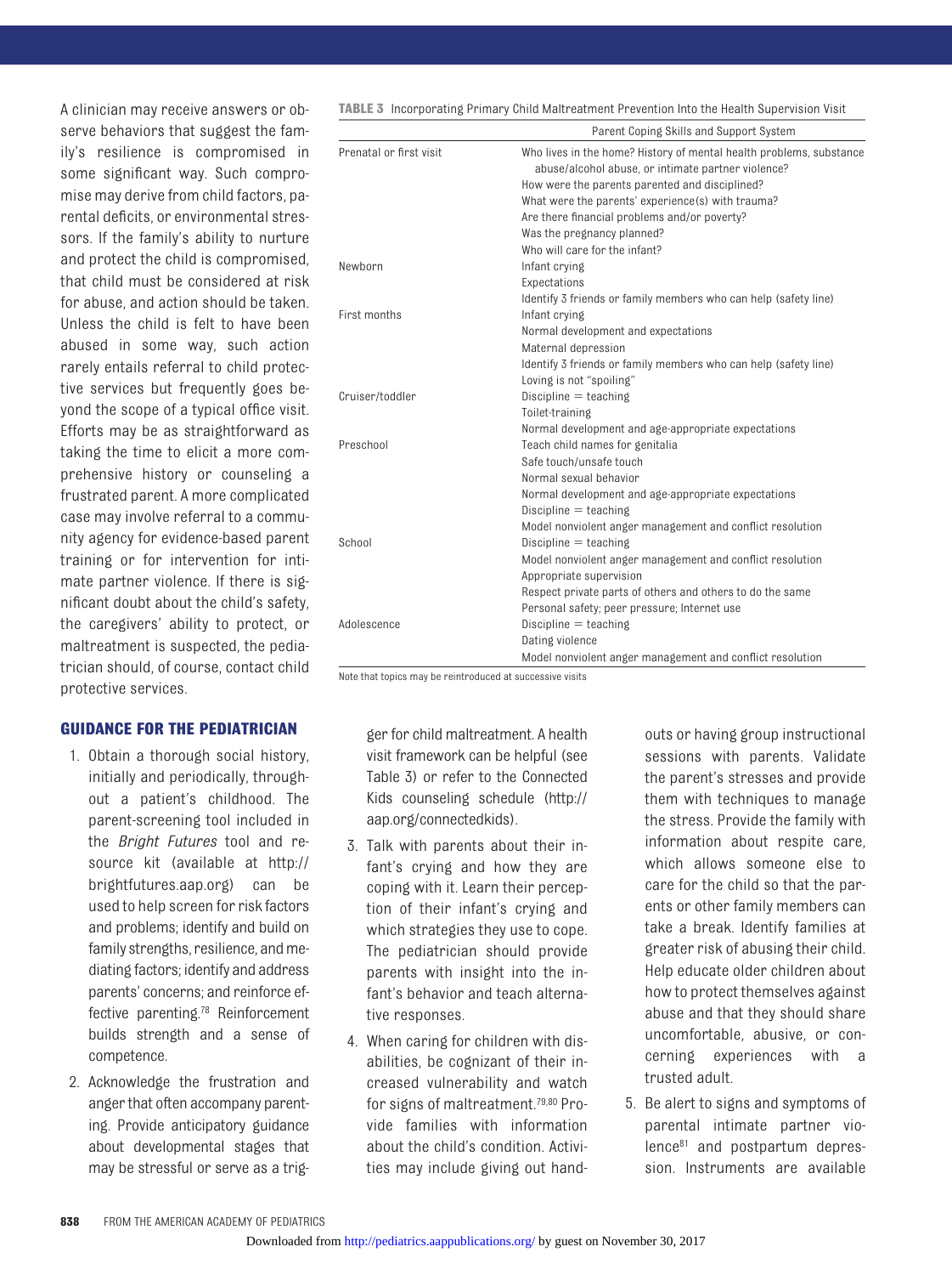A clinician may receive answers or observe behaviors that suggest the family's resilience is compromised in some significant way. Such compromise may derive from child factors, parental deficits, or environmental stressors. If the family's ability to nurture and protect the child is compromised, that child must be considered at risk for abuse, and action should be taken. Unless the child is felt to have been abused in some way, such action rarely entails referral to child protective services but frequently goes beyond the scope of a typical office visit. Efforts may be as straightforward as taking the time to elicit a more comprehensive history or counseling a frustrated parent. A more complicated case may involve referral to a community agency for evidence-based parent training or for intervention for intimate partner violence. If there is significant doubt about the child's safety, the caregivers' ability to protect, or maltreatment is suspected, the pediatrician should, of course, contact child protective services.

**TABLE 3** Incorporating Primary Child Maltreatment Prevention Into the Health Supervision Visit

| | Parent Coping Skills and Support System |
|---|---|
| Prenatal or first visit | Who lives in the home? History of mental health problems, substance abuse/alcohol abuse, or intimate partner violence? |
| | How were the parents parented and disciplined? |
| | What were the parents' experience(s) with trauma? |
| | Are there financial problems and/or poverty? |
| | Was the pregnancy planned? |
| | Who will care for the infant? |
| Newborn | Infant crying |
| | Expectations |
| | Identify 3 friends or family members who can help (safety line) |
| First months | Infant crying |
| | Normal development and expectations |
| | Maternal depression |
| | Identify 3 friends or family members who can help (safety line) |
| | Loving is not "spoiling" |
| Cruiser/toddler | Discipline = teaching |
| | Toilet-training |
| | Normal development and age-appropriate expectations |
| Preschool | Teach child names for genitalia |
| | Safe touch/unsafe touch |
| | Normal sexual behavior |
| | Normal development and age-appropriate expectations |
| | Discipline = teaching |
| | Model nonviolent anger management and conflict resolution |
| School | Discipline = teaching |
| | Model nonviolent anger management and conflict resolution |
| | Appropriate supervision |
| | Respect private parts of others and others to do the same |
| | Personal safety; peer pressure; Internet use |
| Adolescence | Discipline = teaching |
| | Dating violence |
| | Model nonviolent anger management and conflict resolution |

Note that topics may be reintroduced at successive visits

## GUIDANCE FOR THE PEDIATRICIAN

1. Obtain a thorough social history, initially and periodically, throughout a patient's childhood. The parent-screening tool included in the *Bright Futures* tool and resource kit (available at http://brightfutures.aap.org) can be used to help screen for risk factors and problems; identify and build on family strengths, resilience, and mediating factors; identify and address parents' concerns; and reinforce effective parenting.[78] Reinforcement builds strength and a sense of competence.
2. Acknowledge the frustration and anger that often accompany parenting. Provide anticipatory guidance about developmental stages that may be stressful or serve as a trigger for child maltreatment. A health visit framework can be helpful (see Table 3) or refer to the Connected Kids counseling schedule (http://aap.org/connectedkids).
3. Talk with parents about their infant's crying and how they are coping with it. Learn their perception of their infant's crying and which strategies they use to cope. The pediatrician should provide parents with insight into the infant's behavior and teach alternative responses.
4. When caring for children with disabilities, be cognizant of their increased vulnerability and watch for signs of maltreatment.[79,80] Provide families with information about the child's condition. Activities may include giving out handouts or having group instructional sessions with parents. Validate the parent's stresses and provide them with techniques to manage the stress. Provide the family with information about respite care, which allows someone else to care for the child so that the parents or other family members can take a break. Identify families at greater risk of abusing their child. Help educate older children about how to protect themselves against abuse and that they should share uncomfortable, abusive, or concerning experiences with a trusted adult.
5. Be alert to signs and symptoms of parental intimate partner violence[81] and postpartum depression. Instruments are available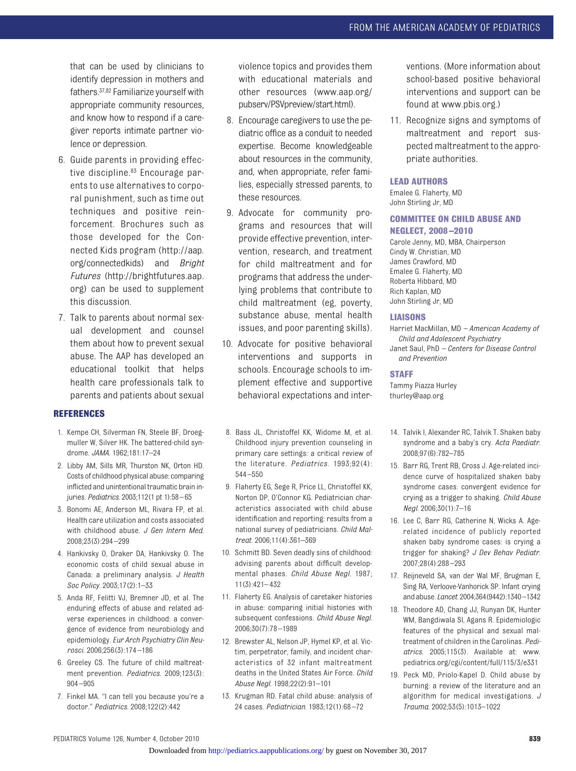that can be used by clinicians to identify depression in mothers and fathers.[37,82] Familiarize yourself with appropriate community resources, and know how to respond if a caregiver reports intimate partner violence or depression.

6. Guide parents in providing effective discipline.[83] Encourage parents to use alternatives to corporal punishment, such as time out techniques and positive reinforcement. Brochures such as those developed for the Connected Kids program (http://aap.org/connectedkids) and *Bright Futures* (http://brightfutures.aap.org) can be used to supplement this discussion.
7. Talk to parents about normal sexual development and counsel them about how to prevent sexual abuse. The AAP has developed an educational toolkit that helps health care professionals talk to parents and patients about sexual violence topics and provides them with educational materials and other resources (www.aap.org/pubserv/PSVpreview/start.html).
8. Encourage caregivers to use the pediatric office as a conduit to needed expertise. Become knowledgeable about resources in the community, and, when appropriate, refer families, especially stressed parents, to these resources.
9. Advocate for community programs and resources that will provide effective prevention, intervention, research, and treatment for child maltreatment and for programs that address the underlying problems that contribute to child maltreatment (eg, poverty, substance abuse, mental health issues, and poor parenting skills).
10. Advocate for positive behavioral interventions and supports in schools. Encourage schools to implement effective and supportive behavioral expectations and interventions. (More information about school-based positive behavioral interventions and support can be found at www.pbis.org.)
11. Recognize signs and symptoms of maltreatment and report suspected maltreatment to the appropriate authorities.

## LEAD AUTHORS

Emalee G. Flaherty, MD
John Stirling Jr, MD

## COMMITTEE ON CHILD ABUSE AND NEGLECT, 2008–2010

Carole Jenny, MD, MBA, Chairperson
Cindy W. Christian, MD
James Crawford, MD
Emalee G. Flaherty, MD
Roberta Hibbard, MD
Rich Kaplan, MD
John Stirling Jr, MD

## LIAISONS

Harriet MacMillan, MD – *American Academy of Child and Adolescent Psychiatry*
Janet Saul, PhD – *Centers for Disease Control and Prevention*

## STAFF

Tammy Piazza Hurley
thurley@aap.org

## REFERENCES

1. Kempe CH, Silverman FN, Steele BF, Droegmuller W, Silver HK. The battered-child syndrome. *JAMA*. 1962;181:17–24
2. Libby AM, Sills MR, Thurston NK, Orton HD. Costs of childhood physical abuse: comparing inflicted and unintentional traumatic brain injuries. *Pediatrics*. 2003;112(1 pt 1):58–65
3. Bonomi AE, Anderson ML, Rivara FP, et al. Health care utilization and costs associated with childhood abuse. *J Gen Intern Med*. 2008;23(3):294–299
4. Hankivsky O, Draker DA, Hankivsky O. The economic costs of child sexual abuse in Canada: a preliminary analysis. *J Health Soc Policy*. 2003;17(2):1–33
5. Anda RF, Felitti VJ, Bremner JD, et al. The enduring effects of abuse and related adverse experiences in childhood: a convergence of evidence from neurobiology and epidemiology. *Eur Arch Psychiatry Clin Neurosci*. 2006;256(3):174–186
6. Greeley CS. The future of child maltreatment prevention. *Pediatrics*. 2009;123(3):904–905
7. Finkel MA. "I can tell you because you're a doctor." *Pediatrics*. 2008;122(2):442
8. Bass JL, Christoffel KK, Widome M, et al. Childhood injury prevention counseling in primary care settings: a critical review of the literature. *Pediatrics*. 1993;92(4):544–550
9. Flaherty EG, Sege R, Price LL, Christoffel KK, Norton DP, O'Connor KG. Pediatrician characteristics associated with child abuse identification and reporting: results from a national survey of pediatricians. *Child Maltreat*. 2006;11(4):361–369
10. Schmitt BD. Seven deadly sins of childhood: advising parents about difficult developmental phases. *Child Abuse Negl*. 1987;11(3):421–432
11. Flaherty EG. Analysis of caretaker histories in abuse: comparing initial histories with subsequent confessions. *Child Abuse Negl*. 2006;30(7):78–1989
12. Brewster AL, Nelson JP, Hymel KP, et al. Victim, perpetrator, family, and incident characteristics of 32 infant maltreatment deaths in the United States Air Force. *Child Abuse Negl*. 1998;22(2):91–101
13. Krugman RD. Fatal child abuse: analysis of 24 cases. *Pediatrician*. 1983;12(1):68–72
14. Talvik I, Alexander RC, Talvik T. Shaken baby syndrome and a baby's cry. *Acta Paediatr*. 2008;97(6):782–785
15. Barr RG, Trent RB, Cross J. Age-related incidence curve of hospitalized shaken baby syndrome cases: convergent evidence for crying as a trigger to shaking. *Child Abuse Negl*. 2006;30(1):7–16
16. Lee C, Barr RG, Catherine N, Wicks A. Age-related incidence of publicly reported shaken baby syndrome cases: is crying a trigger for shaking? *J Dev Behav Pediatr*. 2007;28(4):288–293
17. Reijneveld SA, van der Wal MF, Brugman E, Sing RA, Verloove-Vanhorick SP. Infant crying and abuse. *Lancet*. 2004;364(9442):1340–1342
18. Theodore AD, Chang JJ, Runyan DK, Hunter WM, Bangdiwala SI, Agans R. Epidemiologic features of the physical and sexual maltreatment of children in the Carolinas. *Pediatrics*. 2005;115(3). Available at: www.pediatrics.org/cgi/content/full/115/3/e331
19. Peck MD, Priolo-Kapel D. Child abuse by burning: a review of the literature and an algorithm for medical investigations. *J Trauma*. 2002;53(5):1013–1022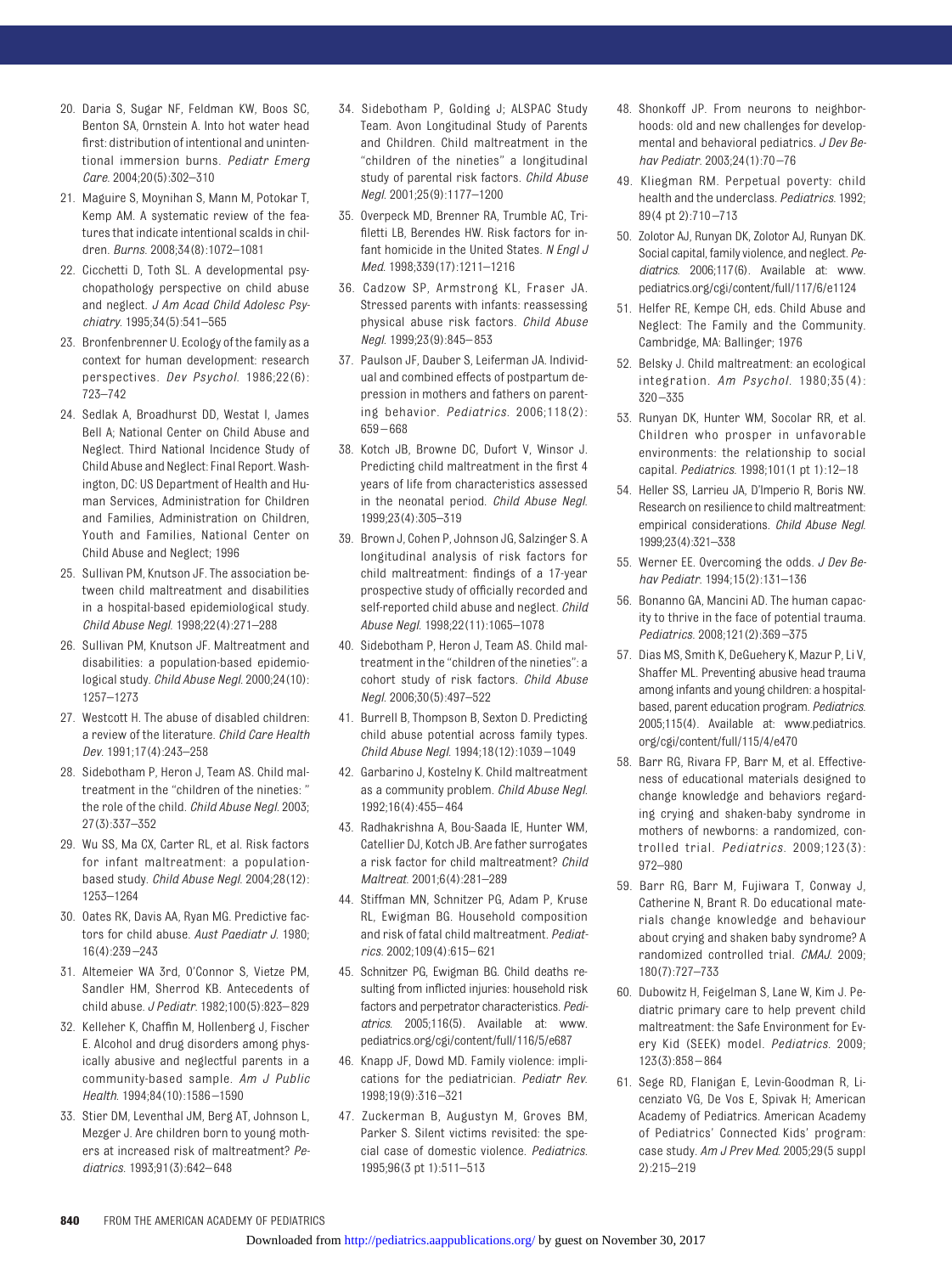20. Daria S, Sugar NF, Feldman KW, Boos SC, Benton SA, Ornstein A. Into hot water head first: distribution of intentional and unintentional immersion burns. *Pediatr Emerg Care*. 2004;20(5):302–310
21. Maguire S, Moynihan S, Mann M, Potokar T, Kemp AM. A systematic review of the features that indicate intentional scalds in children. *Burns*. 2008;34(8):1072–1081
22. Cicchetti D, Toth SL. A developmental psychopathology perspective on child abuse and neglect. *J Am Acad Child Adolesc Psychiatry*. 1995;34(5):541–565
23. Bronfenbrenner U. Ecology of the family as a context for human development: research perspectives. *Dev Psychol*. 1986;22(6): 723–742
24. Sedlak A, Broadhurst DD, Westat I, James Bell A; National Center on Child Abuse and Neglect. Third National Incidence Study of Child Abuse and Neglect: Final Report. Washington, DC: US Department of Health and Human Services, Administration for Children and Families, Administration on Children, Youth and Families, National Center on Child Abuse and Neglect; 1996
25. Sullivan PM, Knutson JF. The association between child maltreatment and disabilities in a hospital-based epidemiological study. *Child Abuse Negl*. 1998;22(4):271–288
26. Sullivan PM, Knutson JF. Maltreatment and disabilities: a population-based epidemiological study. *Child Abuse Negl*. 2000;24(10): 1257–1273
27. Westcott H. The abuse of disabled children: a review of the literature. *Child Care Health Dev*. 1991;17(4):243–258
28. Sidebotham P, Heron J, Team AS. Child maltreatment in the "children of the nineties:" the role of the child. *Child Abuse Negl*. 2003; 27(3):337–352
29. Wu SS, Ma CX, Carter RL, et al. Risk factors for infant maltreatment: a population-based study. *Child Abuse Negl*. 2004;28(12): 1253–1264
30. Oates RK, Davis AA, Ryan MG. Predictive factors for child abuse. *Aust Paediatr J*. 1980; 16(4):239–243
31. Altemeier WA 3rd, O'Connor S, Vietze PM, Sandler HM, Sherrod KB. Antecedents of child abuse. *J Pediatr*. 1982;100(5):823–829
32. Kelleher K, Chaffin M, Hollenberg J, Fischer E. Alcohol and drug disorders among physically abusive and neglectful parents in a community-based sample. *Am J Public Health*. 1994;84(10):1586–1590
33. Stier DM, Leventhal JM, Berg AT, Johnson L, Mezger J. Are children born to young mothers at increased risk of maltreatment? *Pediatrics*. 1993;91(3):642–648
34. Sidebotham P, Golding J; ALSPAC Study Team. Avon Longitudinal Study of Parents and Children. Child maltreatment in the "children of the nineties" a longitudinal study of parental risk factors. *Child Abuse Negl*. 2001;25(9):1177–1200
35. Overpeck MD, Brenner RA, Trumble AC, Trifiletti LB, Berendes HW. Risk factors for infant homicide in the United States. *N Engl J Med*. 1998;339(17):1211–1216
36. Cadzow SP, Armstrong KL, Fraser JA. Stressed parents with infants: reassessing physical abuse risk factors. *Child Abuse Negl*. 1999;23(9):845–853
37. Paulson JF, Dauber S, Leiferman JA. Individual and combined effects of postpartum depression in mothers and fathers on parenting behavior. *Pediatrics*. 2006;118(2): 659–668
38. Kotch JB, Browne DC, Dufort V, Winsor J. Predicting child maltreatment in the first 4 years of life from characteristics assessed in the neonatal period. *Child Abuse Negl*. 1999;23(4):305–319
39. Brown J, Cohen P, Johnson JG, Salzinger S. A longitudinal analysis of risk factors for child maltreatment: findings of a 17-year prospective study of officially recorded and self-reported child abuse and neglect. *Child Abuse Negl*. 1998;22(11):1065–1078
40. Sidebotham P, Heron J, Team AS. Child maltreatment in the "children of the nineties": a cohort study of risk factors. *Child Abuse Negl*. 2006;30(5):497–522
41. Burrell B, Thompson B, Sexton D. Predicting child abuse potential across family types. *Child Abuse Negl*. 1994;18(12):1039–1049
42. Garbarino J, Kostelny K. Child maltreatment as a community problem. *Child Abuse Negl*. 1992;16(4):455–464
43. Radhakrishna A, Bou-Saada IE, Hunter WM, Catellier DJ, Kotch JB. Are father surrogates a risk factor for child maltreatment? *Child Maltreat*. 2001;6(4):281–289
44. Stiffman MN, Schnitzer PG, Adam P, Kruse RL, Ewigman BG. Household composition and risk of fatal child maltreatment. *Pediatrics*. 2002;109(4):615–621
45. Schnitzer PG, Ewigman BG. Child deaths resulting from inflicted injuries: household risk factors and perpetrator characteristics. *Pediatrics*. 2005;116(5). Available at: www.pediatrics.org/cgi/content/full/116/5/e687
46. Knapp JF, Dowd MD. Family violence: implications for the pediatrician. *Pediatr Rev*. 1998;19(9):316–321
47. Zuckerman B, Augustyn M, Groves BM, Parker S. Silent victims revisited: the special case of domestic violence. *Pediatrics*. 1995;96(3 pt 1):511–513
48. Shonkoff JP. From neurons to neighborhoods: old and new challenges for developmental and behavioral pediatrics. *J Dev Behav Pediatr*. 2003;24(1):70–76
49. Kliegman RM. Perpetual poverty: child health and the underclass. *Pediatrics*. 1992; 89(4 pt 2):710–713
50. Zolotor AJ, Runyan DK, Zolotor AJ, Runyan DK. Social capital, family violence, and neglect. *Pediatrics*. 2006;117(6). Available at: www.pediatrics.org/cgi/content/full/117/6/e1124
51. Helfer RE, Kempe CH, eds. Child Abuse and Neglect: The Family and the Community. Cambridge, MA: Ballinger; 1976
52. Belsky J. Child maltreatment: an ecological integration. *Am Psychol*. 1980;35(4): 320–335
53. Runyan DK, Hunter WM, Socolar RR, et al. Children who prosper in unfavorable environments: the relationship to social capital. *Pediatrics*. 1998;101(1 pt 1):12–18
54. Heller SS, Larrieu JA, D'Imperio R, Boris NW. Research on resilience to child maltreatment: empirical considerations. *Child Abuse Negl*. 1999;23(4):321–338
55. Werner EE. Overcoming the odds. *J Dev Behav Pediatr*. 1994;15(2):131–136
56. Bonanno GA, Mancini AD. The human capacity to thrive in the face of potential trauma. *Pediatrics*. 2008;121(2):369–375
57. Dias MS, Smith K, DeGuehery K, Mazur P, Li V, Shaffer ML. Preventing abusive head trauma among infants and young children: a hospital-based, parent education program. *Pediatrics*. 2005;115(4). Available at: www.pediatrics.org/cgi/content/full/115/4/e470
58. Barr RG, Rivara FP, Barr M, et al. Effectiveness of educational materials designed to change knowledge and behaviors regarding crying and shaken-baby syndrome in mothers of newborns: a randomized, controlled trial. *Pediatrics*. 2009;123(3): 972–980
59. Barr RG, Barr M, Fujiwara T, Conway J, Catherine N, Brant R. Do educational materials change knowledge and behaviour about crying and shaken baby syndrome? A randomized controlled trial. *CMAJ*. 2009; 180(7):727–733
60. Dubowitz H, Feigelman S, Lane W, Kim J. Pediatric primary care to help prevent child maltreatment: the Safe Environment for Every Kid (SEEK) model. *Pediatrics*. 2009; 123(3):858–864
61. Sege RD, Flanigan E, Levin-Goodman R, Licenziato VG, De Vos E, Spivak H; American Academy of Pediatrics. American Academy of Pediatrics' Connected Kids' program: case study. *Am J Prev Med*. 2005;29(5 suppl 2):215–219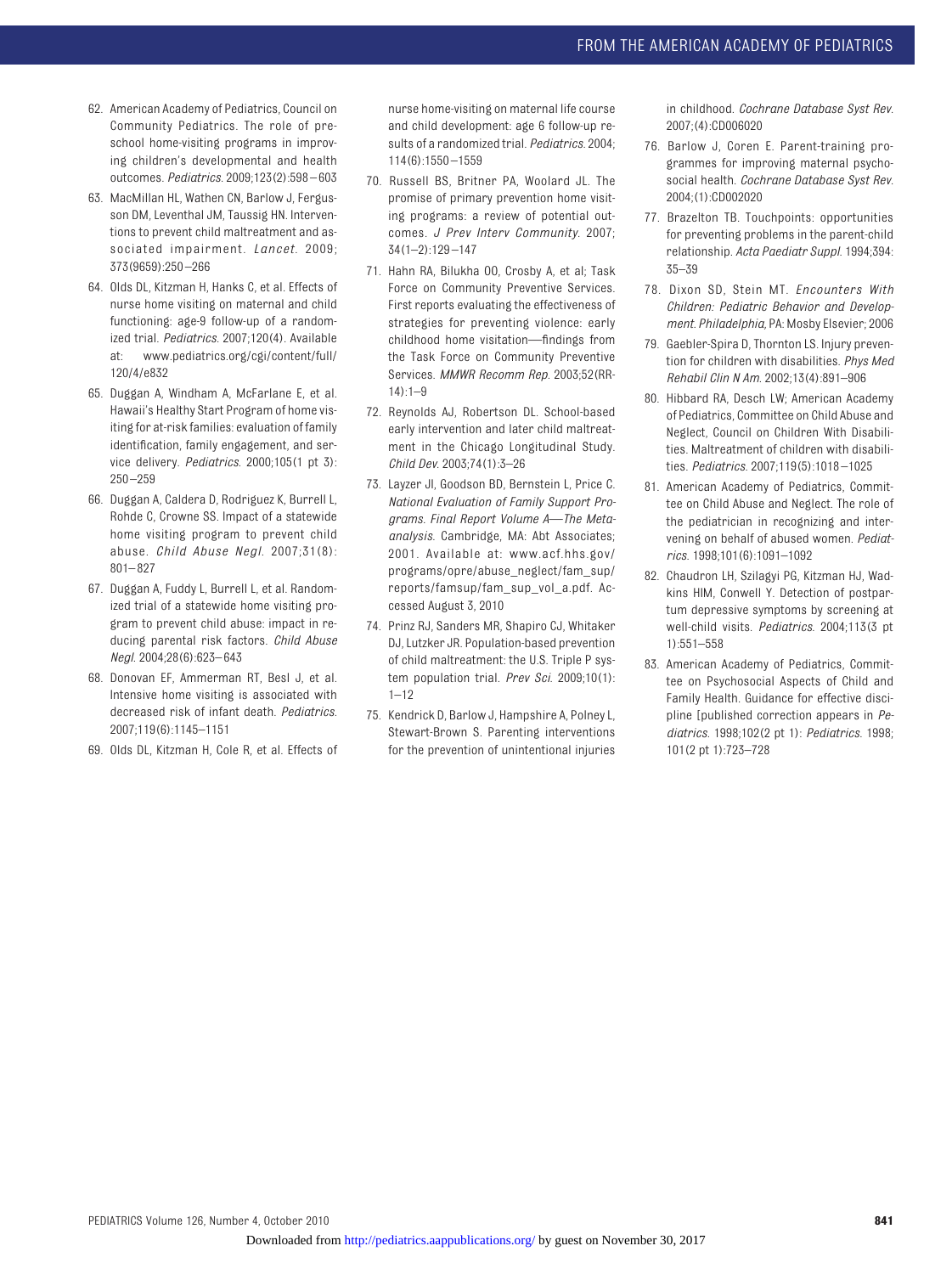62. American Academy of Pediatrics, Council on Community Pediatrics. The role of preschool home-visiting programs in improving children's developmental and health outcomes. *Pediatrics*. 2009;123(2):598–603
63. MacMillan HL, Wathen CN, Barlow J, Fergusson DM, Leventhal JM, Taussig HN. Interventions to prevent child maltreatment and associated impairment. *Lancet*. 2009; 373(9659):250–266
64. Olds DL, Kitzman H, Hanks C, et al. Effects of nurse home visiting on maternal and child functioning: age-9 follow-up of a randomized trial. *Pediatrics*. 2007;120(4). Available at: www.pediatrics.org/cgi/content/full/120/4/e832
65. Duggan A, Windham A, McFarlane E, et al. Hawaii's Healthy Start Program of home visiting for at-risk families: evaluation of family identification, family engagement, and service delivery. *Pediatrics*. 2000;105(1 pt 3): 250–259
66. Duggan A, Caldera D, Rodriguez K, Burrell L, Rohde C, Crowne SS. Impact of a statewide home visiting program to prevent child abuse. *Child Abuse Negl*. 2007;31(8): 801–827
67. Duggan A, Fuddy L, Burrell L, et al. Randomized trial of a statewide home visiting program to prevent child abuse: impact in reducing parental risk factors. *Child Abuse Negl*. 2004;28(6):623–643
68. Donovan EF, Ammerman RT, Besl J, et al. Intensive home visiting is associated with decreased risk of infant death. *Pediatrics*. 2007;119(6):1145–1151
69. Olds DL, Kitzman H, Cole R, et al. Effects of nurse home-visiting on maternal life course and child development: age 6 follow-up results of a randomized trial. *Pediatrics*. 2004; 114(6):1550–1559
70. Russell BS, Britner PA, Woolard JL. The promise of primary prevention home visiting programs: a review of potential outcomes. *J Prev Interv Community*. 2007; 34(1–2):129–147
71. Hahn RA, Bilukha OO, Crosby A, et al; Task Force on Community Preventive Services. First reports evaluating the effectiveness of strategies for preventing violence: early childhood home visitation—findings from the Task Force on Community Preventive Services. *MMWR Recomm Rep*. 2003;52(RR-14):1–9
72. Reynolds AJ, Robertson DL. School-based early intervention and later child maltreatment in the Chicago Longitudinal Study. *Child Dev*. 2003;74(1):3–26
73. Layzer JI, Goodson BD, Bernstein L, Price C. *National Evaluation of Family Support Programs. Final Report Volume A—The Meta-analysis*. Cambridge, MA: Abt Associates; 2001. Available at: www.acf.hhs.gov/programs/opre/abuse_neglect/fam_sup/reports/famsup/fam_sup_vol_a.pdf. Accessed August 3, 2010
74. Prinz RJ, Sanders MR, Shapiro CJ, Whitaker DJ, Lutzker JR. Population-based prevention of child maltreatment: the U.S. Triple P system population trial. *Prev Sci*. 2009;10(1): 1–12
75. Kendrick D, Barlow J, Hampshire A, Polney L, Stewart-Brown S. Parenting interventions for the prevention of unintentional injuries in childhood. *Cochrane Database Syst Rev*. 2007;(4):CD006020
76. Barlow J, Coren E. Parent-training programmes for improving maternal psychosocial health. *Cochrane Database Syst Rev*. 2004;(1):CD002020
77. Brazelton TB. Touchpoints: opportunities for preventing problems in the parent-child relationship. *Acta Paediatr Suppl*. 1994;394: 35–39
78. Dixon SD, Stein MT. *Encounters With Children: Pediatric Behavior and Development. Philadelphia,* PA: Mosby Elsevier; 2006
79. Gaebler-Spira D, Thornton LS. Injury prevention for children with disabilities. *Phys Med Rehabil Clin N Am*. 2002;13(4):891–906
80. Hibbard RA, Desch LW; American Academy of Pediatrics, Committee on Child Abuse and Neglect, Council on Children With Disabilities. Maltreatment of children with disabilities. *Pediatrics*. 2007;119(5):1018–1025
81. American Academy of Pediatrics, Committee on Child Abuse and Neglect. The role of the pediatrician in recognizing and intervening on behalf of abused women. *Pediatrics*. 1998;101(6):1091–1092
82. Chaudron LH, Szilagyi PG, Kitzman HJ, Wadkins HIM, Conwell Y. Detection of postpartum depressive symptoms by screening at well-child visits. *Pediatrics*. 2004;113(3 pt 1):551–558
83. American Academy of Pediatrics, Committee on Psychosocial Aspects of Child and Family Health. Guidance for effective discipline [published correction appears in *Pediatrics*. 1998;102(2 pt 1): *Pediatrics*. 1998; 101(2 pt 1):723–728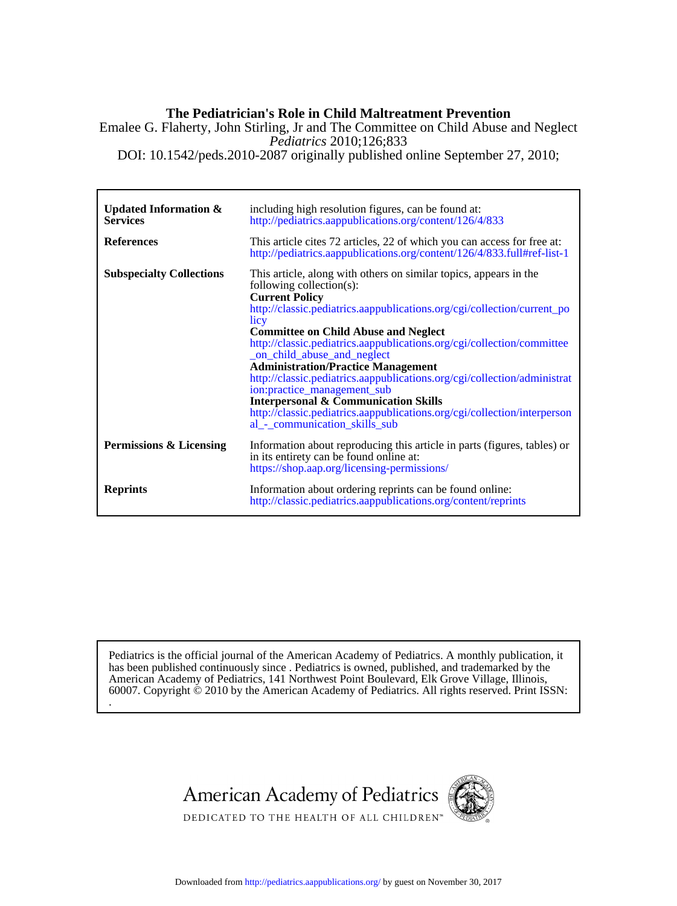# The Pediatrician's Role in Child Maltreatment Prevention

Emalee G. Flaherty, John Stirling, Jr and The Committee on Child Abuse and Neglect

*Pediatrics* 2010;126;833

DOI: 10.1542/peds.2010-2087 originally published online September 27, 2010;

| | |
|---|---|
| **Updated Information & Services** | including high resolution figures, can be found at: http://pediatrics.aappublications.org/content/126/4/833 |
| **References** | This article cites 72 articles, 22 of which you can access for free at: http://pediatrics.aappublications.org/content/126/4/833.full#ref-list-1 |
| **Subspecialty Collections** | This article, along with others on similar topics, appears in the following collection(s): **Current Policy** http://classic.pediatrics.aappublications.org/cgi/collection/current_policy **Committee on Child Abuse and Neglect** http://classic.pediatrics.aappublications.org/cgi/collection/committee_on_child_abuse_and_neglect **Administration/Practice Management** http://classic.pediatrics.aappublications.org/cgi/collection/administration:practice_management_sub **Interpersonal & Communication Skills** http://classic.pediatrics.aappublications.org/cgi/collection/interpersonal_-_communication_skills_sub |
| **Permissions & Licensing** | Information about reproducing this article in parts (figures, tables) or in its entirety can be found online at: https://shop.aap.org/licensing-permissions/ |
| **Reprints** | Information about ordering reprints can be found online: http://classic.pediatrics.aappublications.org/content/reprints |

Pediatrics is the official journal of the American Academy of Pediatrics. A monthly publication, it has been published continuously since . Pediatrics is owned, published, and trademarked by the American Academy of Pediatrics, 141 Northwest Point Boulevard, Elk Grove Village, Illinois, 60007. Copyright © 2010 by the American Academy of Pediatrics. All rights reserved. Print ISSN: .

American Academy of Pediatrics

DEDICATED TO THE HEALTH OF ALL CHILDREN™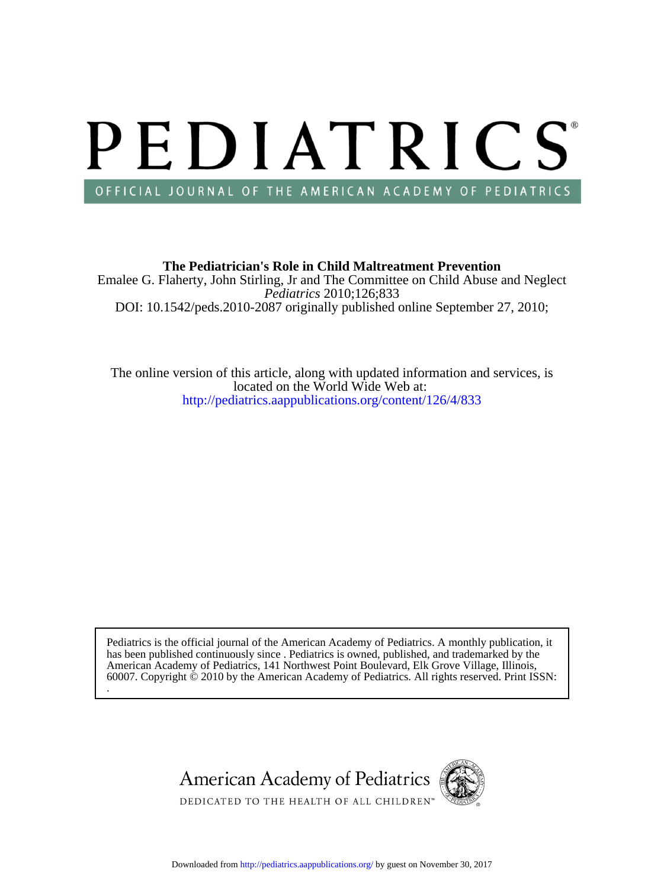# PEDIATRICS

OFFICIAL JOURNAL OF THE AMERICAN ACADEMY OF PEDIATRICS

**The Pediatrician's Role in Child Maltreatment Prevention**

Emalee G. Flaherty, John Stirling, Jr and The Committee on Child Abuse and Neglect

*Pediatrics* 2010;126;833

DOI: 10.1542/peds.2010-2087 originally published online September 27, 2010;

The online version of this article, along with updated information and services, is located on the World Wide Web at:

http://pediatrics.aappublications.org/content/126/4/833

Pediatrics is the official journal of the American Academy of Pediatrics. A monthly publication, it has been published continuously since . Pediatrics is owned, published, and trademarked by the American Academy of Pediatrics, 141 Northwest Point Boulevard, Elk Grove Village, Illinois, 60007. Copyright © 2010 by the American Academy of Pediatrics. All rights reserved. Print ISSN: .

American Academy of Pediatrics

DEDICATED TO THE HEALTH OF ALL CHILDREN™

Downloaded from http://pediatrics.aappublications.org/ by guest on November 30, 2017